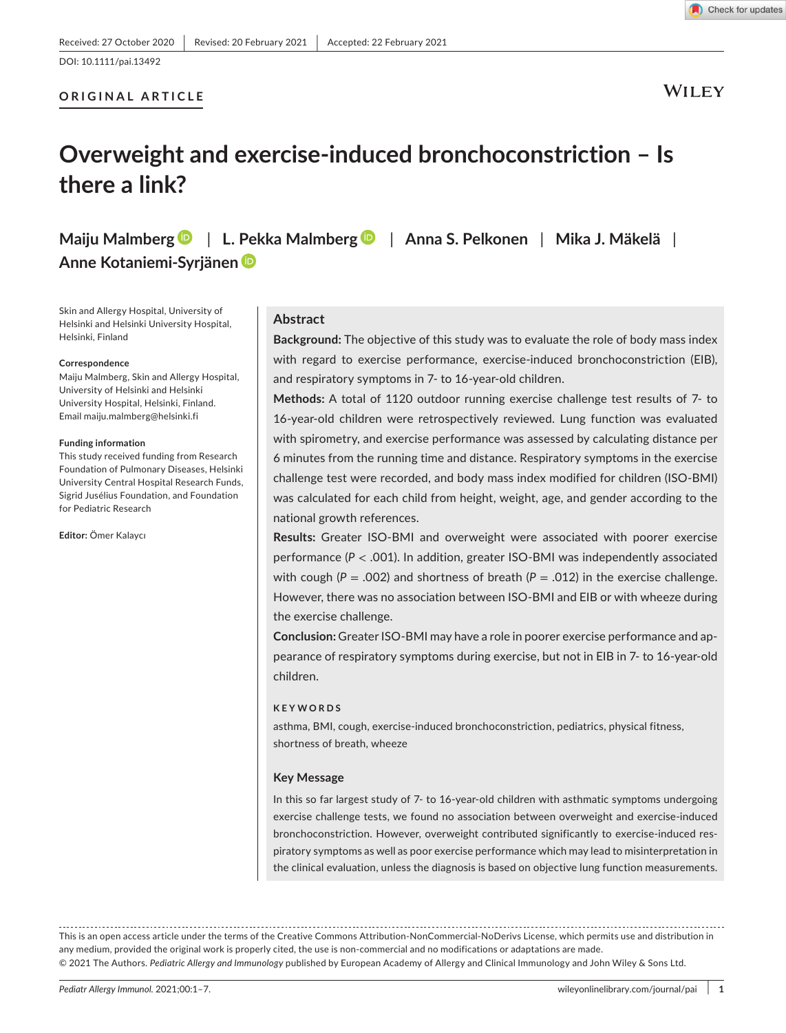Received: 27 October 2020 | Revised: 20 February 2021 | Accepted: 22 February 2021

DOI: 10.1111/pai.13492

ORIGINAL ARTICLE

# Overweight and exercise-induced bronchoconstriction – Is there a link?

Maiju Malmberg | L. Pekka Malmberg | Anna S. Pelkonen | Mika J. Mäkelä | Anne Kotaniemi-Syrjänen

Skin and Allergy Hospital, University of Helsinki and Helsinki University Hospital, Helsinki, Finland

**Correspondence**
Maiju Malmberg, Skin and Allergy Hospital, University of Helsinki and Helsinki University Hospital, Helsinki, Finland.
Email maiju.malmberg@helsinki.fi

**Funding information**
This study received funding from Research Foundation of Pulmonary Diseases, Helsinki University Central Hospital Research Funds, Sigrid Jusélius Foundation, and Foundation for Pediatric Research

**Editor:** Ömer Kalaycı

## Abstract

**Background:** The objective of this study was to evaluate the role of body mass index with regard to exercise performance, exercise-induced bronchoconstriction (EIB), and respiratory symptoms in 7- to 16-year-old children.

**Methods:** A total of 1120 outdoor running exercise challenge test results of 7- to 16-year-old children were retrospectively reviewed. Lung function was evaluated with spirometry, and exercise performance was assessed by calculating distance per 6 minutes from the running time and distance. Respiratory symptoms in the exercise challenge test were recorded, and body mass index modified for children (ISO-BMI) was calculated for each child from height, weight, age, and gender according to the national growth references.

**Results:** Greater ISO-BMI and overweight were associated with poorer exercise performance ($P < .001$). In addition, greater ISO-BMI was independently associated with cough ($P = .002$) and shortness of breath ($P = .012$) in the exercise challenge. However, there was no association between ISO-BMI and EIB or with wheeze during the exercise challenge.

**Conclusion:** Greater ISO-BMI may have a role in poorer exercise performance and appearance of respiratory symptoms during exercise, but not in EIB in 7- to 16-year-old children.

**KEYWORDS**

asthma, BMI, cough, exercise-induced bronchoconstriction, pediatrics, physical fitness, shortness of breath, wheeze

**Key Message**

In this so far largest study of 7- to 16-year-old children with asthmatic symptoms undergoing exercise challenge tests, we found no association between overweight and exercise-induced bronchoconstriction. However, overweight contributed significantly to exercise-induced respiratory symptoms as well as poor exercise performance which may lead to misinterpretation in the clinical evaluation, unless the diagnosis is based on objective lung function measurements.

This is an open access article under the terms of the Creative Commons Attribution-NonCommercial-NoDerivs License, which permits use and distribution in any medium, provided the original work is properly cited, the use is non-commercial and no modifications or adaptations are made.
© 2021 The Authors. *Pediatric Allergy and Immunology* published by European Academy of Allergy and Clinical Immunology and John Wiley & Sons Ltd.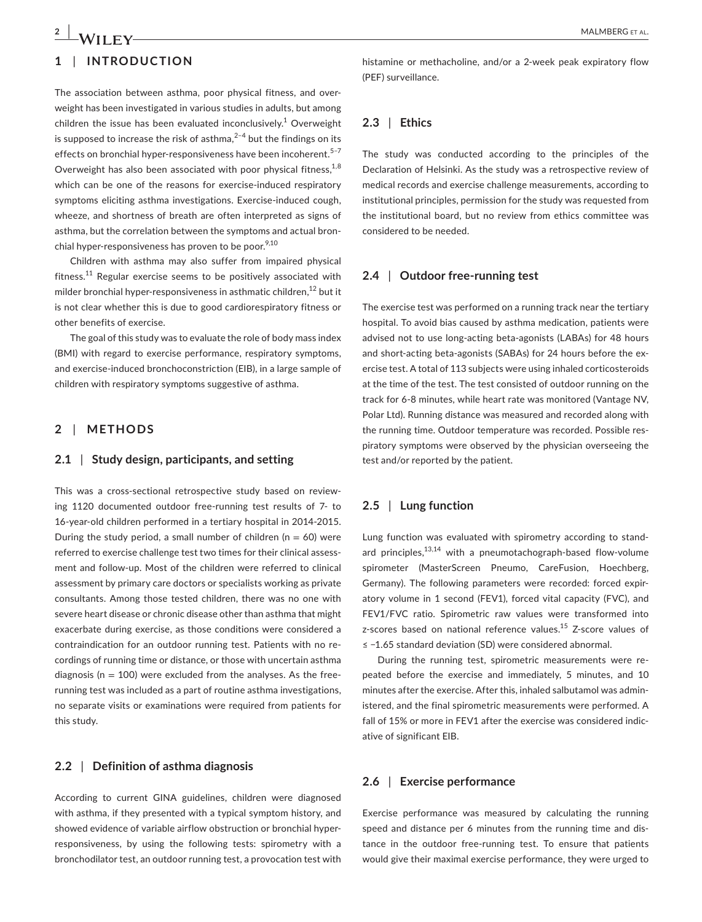## 1 | INTRODUCTION

The association between asthma, poor physical fitness, and overweight has been investigated in various studies in adults, but among children the issue has been evaluated inconclusively.[1] Overweight is supposed to increase the risk of asthma,[2–4] but the findings on its effects on bronchial hyper-responsiveness have been incoherent.[5–7] Overweight has also been associated with poor physical fitness,[1,8] which can be one of the reasons for exercise-induced respiratory symptoms eliciting asthma investigations. Exercise-induced cough, wheeze, and shortness of breath are often interpreted as signs of asthma, but the correlation between the symptoms and actual bronchial hyper-responsiveness has proven to be poor.[9,10]

Children with asthma may also suffer from impaired physical fitness.[11] Regular exercise seems to be positively associated with milder bronchial hyper-responsiveness in asthmatic children,[12] but it is not clear whether this is due to good cardiorespiratory fitness or other benefits of exercise.

The goal of this study was to evaluate the role of body mass index (BMI) with regard to exercise performance, respiratory symptoms, and exercise-induced bronchoconstriction (EIB), in a large sample of children with respiratory symptoms suggestive of asthma.

## 2 | METHODS

### 2.1 | Study design, participants, and setting

This was a cross-sectional retrospective study based on reviewing 1120 documented outdoor free-running test results of 7- to 16-year-old children performed in a tertiary hospital in 2014-2015. During the study period, a small number of children (n = 60) were referred to exercise challenge test two times for their clinical assessment and follow-up. Most of the children were referred to clinical assessment by primary care doctors or specialists working as private consultants. Among those tested children, there was no one with severe heart disease or chronic disease other than asthma that might exacerbate during exercise, as those conditions were considered a contraindication for an outdoor running test. Patients with no recordings of running time or distance, or those with uncertain asthma diagnosis (n = 100) were excluded from the analyses. As the free-running test was included as a part of routine asthma investigations, no separate visits or examinations were required from patients for this study.

### 2.2 | Definition of asthma diagnosis

According to current GINA guidelines, children were diagnosed with asthma, if they presented with a typical symptom history, and showed evidence of variable airflow obstruction or bronchial hyper-responsiveness, by using the following tests: spirometry with a bronchodilator test, an outdoor running test, a provocation test with histamine or methacholine, and/or a 2-week peak expiratory flow (PEF) surveillance.

### 2.3 | Ethics

The study was conducted according to the principles of the Declaration of Helsinki. As the study was a retrospective review of medical records and exercise challenge measurements, according to institutional principles, permission for the study was requested from the institutional board, but no review from ethics committee was considered to be needed.

### 2.4 | Outdoor free-running test

The exercise test was performed on a running track near the tertiary hospital. To avoid bias caused by asthma medication, patients were advised not to use long-acting beta-agonists (LABAs) for 48 hours and short-acting beta-agonists (SABAs) for 24 hours before the exercise test. A total of 113 subjects were using inhaled corticosteroids at the time of the test. The test consisted of outdoor running on the track for 6-8 minutes, while heart rate was monitored (Vantage NV, Polar Ltd). Running distance was measured and recorded along with the running time. Outdoor temperature was recorded. Possible respiratory symptoms were observed by the physician overseeing the test and/or reported by the patient.

### 2.5 | Lung function

Lung function was evaluated with spirometry according to standard principles,[13,14] with a pneumotachograph-based flow-volume spirometer (MasterScreen Pneumo, CareFusion, Hoechberg, Germany). The following parameters were recorded: forced expiratory volume in 1 second (FEV1), forced vital capacity (FVC), and FEV1/FVC ratio. Spirometric raw values were transformed into z-scores based on national reference values.[15] Z-score values of ≤ −1.65 standard deviation (SD) were considered abnormal.

During the running test, spirometric measurements were repeated before the exercise and immediately, 5 minutes, and 10 minutes after the exercise. After this, inhaled salbutamol was administered, and the final spirometric measurements were performed. A fall of 15% or more in FEV1 after the exercise was considered indicative of significant EIB.

### 2.6 | Exercise performance

Exercise performance was measured by calculating the running speed and distance per 6 minutes from the running time and distance in the outdoor free-running test. To ensure that patients would give their maximal exercise performance, they were urged to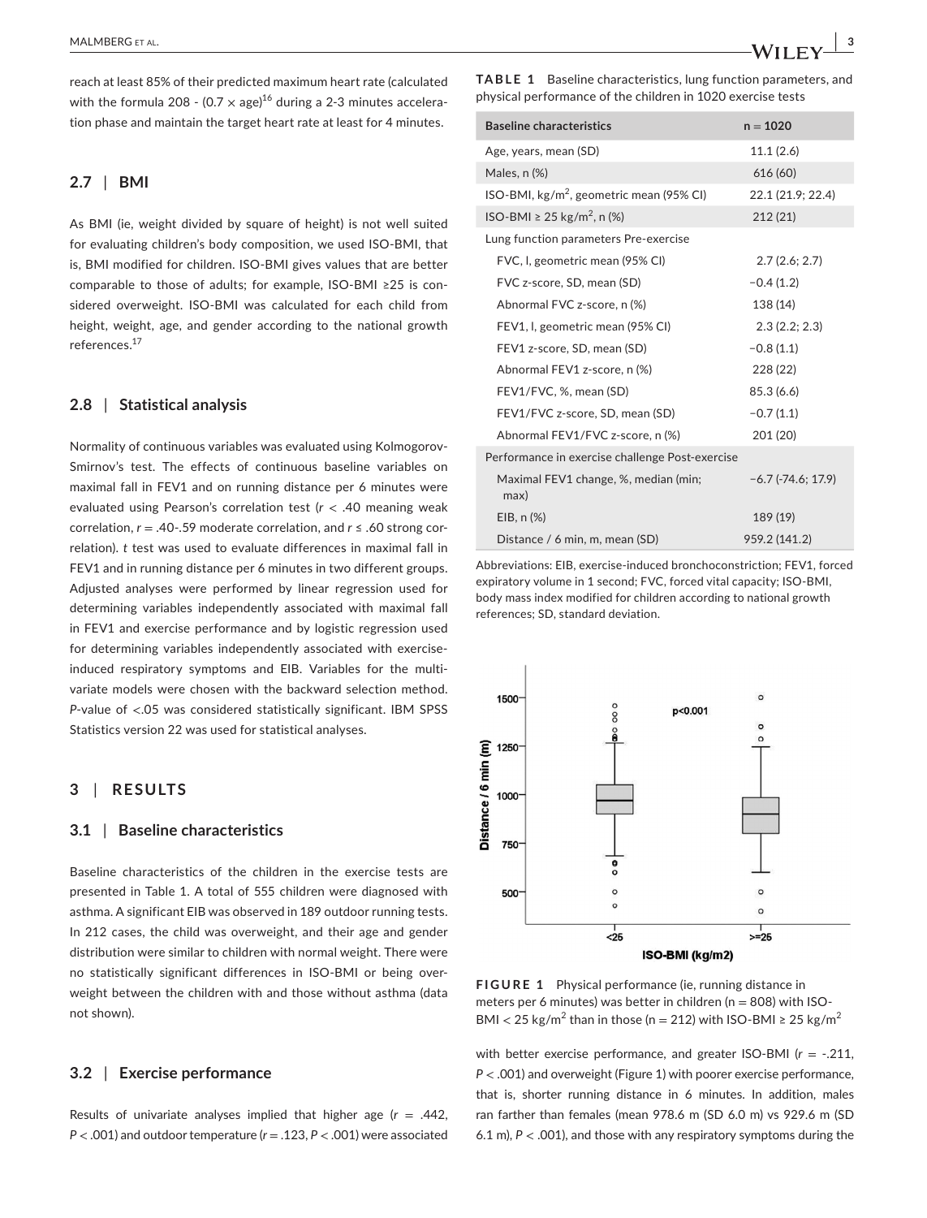reach at least 85% of their predicted maximum heart rate (calculated with the formula 208 - (0.7 × age)[16] during a 2-3 minutes acceleration phase and maintain the target heart rate at least for 4 minutes.

### 2.7 | BMI

As BMI (ie, weight divided by square of height) is not well suited for evaluating children's body composition, we used ISO-BMI, that is, BMI modified for children. ISO-BMI gives values that are better comparable to those of adults; for example, ISO-BMI ≥25 is considered overweight. ISO-BMI was calculated for each child from height, weight, age, and gender according to the national growth references.[17]

### 2.8 | Statistical analysis

Normality of continuous variables was evaluated using Kolmogorov-Smirnov's test. The effects of continuous baseline variables on maximal fall in FEV1 and on running distance per 6 minutes were evaluated using Pearson's correlation test ($r < .40$ meaning weak correlation, $r = .40$-$.59$ moderate correlation, and $r \leq .60$ strong correlation). *t* test was used to evaluate differences in maximal fall in FEV1 and in running distance per 6 minutes in two different groups. Adjusted analyses were performed by linear regression used for determining variables independently associated with maximal fall in FEV1 and exercise performance and by logistic regression used for determining variables independently associated with exercise-induced respiratory symptoms and EIB. Variables for the multivariate models were chosen with the backward selection method. *P*-value of <.05 was considered statistically significant. IBM SPSS Statistics version 22 was used for statistical analyses.

## 3 | RESULTS

### 3.1 | Baseline characteristics

Baseline characteristics of the children in the exercise tests are presented in Table 1. A total of 555 children were diagnosed with asthma. A significant EIB was observed in 189 outdoor running tests. In 212 cases, the child was overweight, and their age and gender distribution were similar to children with normal weight. There were no statistically significant differences in ISO-BMI or being overweight between the children with and those without asthma (data not shown).

### 3.2 | Exercise performance

Results of univariate analyses implied that higher age ($r = .442$, $P < .001$) and outdoor temperature ($r = .123$, $P < .001$) were associated with better exercise performance, and greater ISO-BMI ($r = -.211$, $P < .001$) and overweight (Figure 1) with poorer exercise performance, that is, shorter running distance in 6 minutes. In addition, males ran farther than females (mean 978.6 m (SD 6.0 m) vs 929.6 m (SD 6.1 m), $P < .001$), and those with any respiratory symptoms during the

**TABLE 1** Baseline characteristics, lung function parameters, and physical performance of the children in 1020 exercise tests

| Baseline characteristics | n = 1020 |
|---|---|
| Age, years, mean (SD) | 11.1 (2.6) |
| Males, n (%) | 616 (60) |
| ISO-BMI, kg/m$^2$, geometric mean (95% CI) | 22.1 (21.9; 22.4) |
| ISO-BMI ≥ 25 kg/m$^2$, n (%) | 212 (21) |
| Lung function parameters Pre-exercise | |
| FVC, l, geometric mean (95% CI) | 2.7 (2.6; 2.7) |
| FVC z-score, SD, mean (SD) | −0.4 (1.2) |
| Abnormal FVC z-score, n (%) | 138 (14) |
| FEV1, l, geometric mean (95% CI) | 2.3 (2.2; 2.3) |
| FEV1 z-score, SD, mean (SD) | −0.8 (1.1) |
| Abnormal FEV1 z-score, n (%) | 228 (22) |
| FEV1/FVC, %, mean (SD) | 85.3 (6.6) |
| FEV1/FVC z-score, SD, mean (SD) | −0.7 (1.1) |
| Abnormal FEV1/FVC z-score, n (%) | 201 (20) |
| Performance in exercise challenge Post-exercise | |
| Maximal FEV1 change, %, median (min; max) | −6.7 (-74.6; 17.9) |
| EIB, n (%) | 189 (19) |
| Distance / 6 min, m, mean (SD) | 959.2 (141.2) |

Abbreviations: EIB, exercise-induced bronchoconstriction; FEV1, forced expiratory volume in 1 second; FVC, forced vital capacity; ISO-BMI, body mass index modified for children according to national growth references; SD, standard deviation.

**FIGURE 1** Physical performance (ie, running distance in meters per 6 minutes) was better in children (n = 808) with ISO-BMI < 25 kg/m$^2$ than in those (n = 212) with ISO-BMI ≥ 25 kg/m$^2$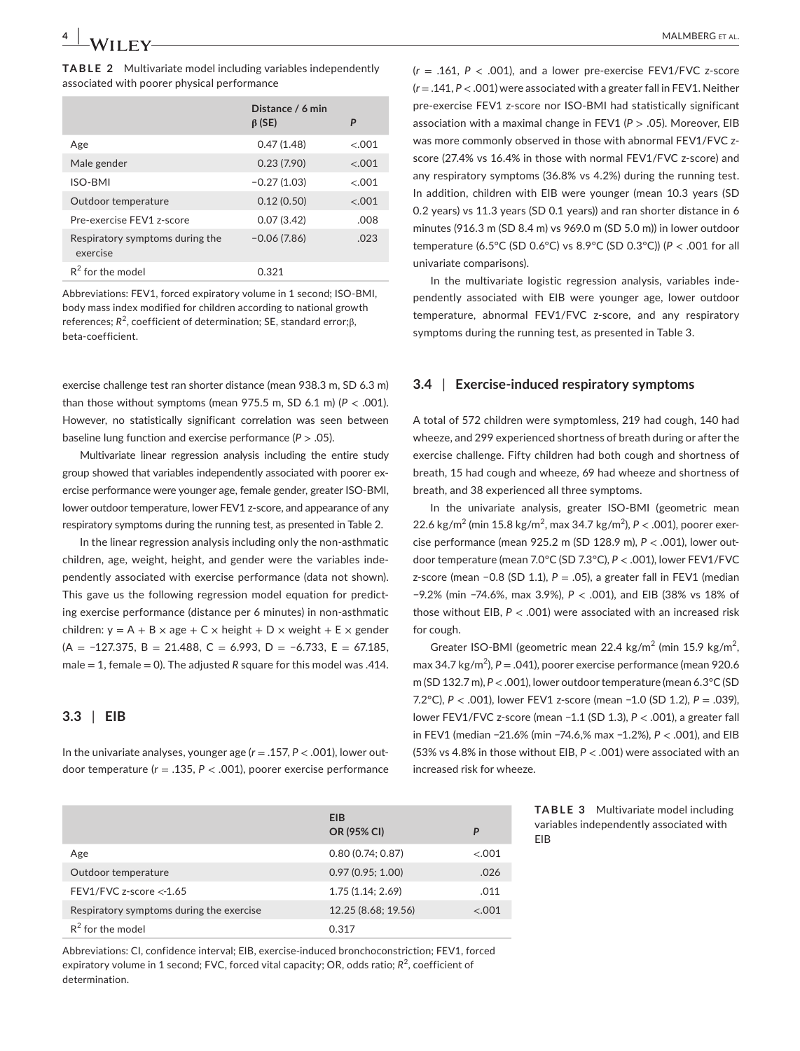**TABLE 2** Multivariate model including variables independently associated with poorer physical performance

| | Distance / 6 min β (SE) | P |
|---|---|---|
| Age | 0.47 (1.48) | <.001 |
| Male gender | 0.23 (7.90) | <.001 |
| ISO-BMI | −0.27 (1.03) | <.001 |
| Outdoor temperature | 0.12 (0.50) | <.001 |
| Pre-exercise FEV1 z-score | 0.07 (3.42) | .008 |
| Respiratory symptoms during the exercise | −0.06 (7.86) | .023 |
| $R^2$ for the model | 0.321 | |

Abbreviations: FEV1, forced expiratory volume in 1 second; ISO-BMI, body mass index modified for children according to national growth references; $R^2$, coefficient of determination; SE, standard error;β, beta-coefficient.

exercise challenge test ran shorter distance (mean 938.3 m, SD 6.3 m) than those without symptoms (mean 975.5 m, SD 6.1 m) ($P < .001$). However, no statistically significant correlation was seen between baseline lung function and exercise performance ($P > .05$).

Multivariate linear regression analysis including the entire study group showed that variables independently associated with poorer exercise performance were younger age, female gender, greater ISO-BMI, lower outdoor temperature, lower FEV1 *z*-score, and appearance of any respiratory symptoms during the running test, as presented in Table 2.

In the linear regression analysis including only the non-asthmatic children, age, weight, height, and gender were the variables independently associated with exercise performance (data not shown). This gave us the following regression model equation for predicting exercise performance (distance per 6 minutes) in non-asthmatic children: $y = A + B \times \text{age} + C \times \text{height} + D \times \text{weight} + E \times \text{gender}$ ($A = -127.375$, $B = 21.488$, $C = 6.993$, $D = -6.733$, $E = 67.185$, male = 1, female = 0). The adjusted *R* square for this model was .414.

### 3.3 | EIB

In the univariate analyses, younger age ($r = .157$, $P < .001$), lower outdoor temperature ($r = .135$, $P < .001$), poorer exercise performance ($r = .161$, $P < .001$), and a lower pre-exercise FEV1/FVC *z*-score ($r = .141$, $P < .001$) were associated with a greater fall in FEV1. Neither pre-exercise FEV1 *z*-score nor ISO-BMI had statistically significant association with a maximal change in FEV1 ($P > .05$). Moreover, EIB was more commonly observed in those with abnormal FEV1/FVC *z*-score (27.4% vs 16.4% in those with normal FEV1/FVC *z*-score) and any respiratory symptoms (36.8% vs 4.2%) during the running test. In addition, children with EIB were younger (mean 10.3 years (SD 0.2 years) vs 11.3 years (SD 0.1 years)) and ran shorter distance in 6 minutes (916.3 m (SD 8.4 m) vs 969.0 m (SD 5.0 m)) in lower outdoor temperature (6.5°C (SD 0.6°C) vs 8.9°C (SD 0.3°C)) ($P < .001$ for all univariate comparisons).

In the multivariate logistic regression analysis, variables independently associated with EIB were younger age, lower outdoor temperature, abnormal FEV1/FVC *z*-score, and any respiratory symptoms during the running test, as presented in Table 3.

### 3.4 | Exercise-induced respiratory symptoms

A total of 572 children were symptomless, 219 had cough, 140 had wheeze, and 299 experienced shortness of breath during or after the exercise challenge. Fifty children had both cough and shortness of breath, 15 had cough and wheeze, 69 had wheeze and shortness of breath, and 38 experienced all three symptoms.

In the univariate analysis, greater ISO-BMI (geometric mean 22.6 kg/m$^2$ (min 15.8 kg/m$^2$, max 34.7 kg/m$^2$), $P < .001$), poorer exercise performance (mean 925.2 m (SD 128.9 m), $P < .001$), lower outdoor temperature (mean 7.0°C (SD 7.3°C), $P < .001$), lower FEV1/FVC *z*-score (mean −0.8 (SD 1.1), $P = .05$), a greater fall in FEV1 (median −9.2% (min −74.6%, max 3.9%), $P < .001$), and EIB (38% vs 18% of those without EIB, $P < .001$) were associated with an increased risk for cough.

Greater ISO-BMI (geometric mean 22.4 kg/m$^2$ (min 15.9 kg/m$^2$, max 34.7 kg/m$^2$), $P = .041$), poorer exercise performance (mean 920.6 m (SD 132.7 m), $P < .001$), lower outdoor temperature (mean 6.3°C (SD 7.2°C), $P < .001$), lower FEV1 *z*-score (mean −1.0 (SD 1.2), $P = .039$), lower FEV1/FVC *z*-score (mean −1.1 (SD 1.3), $P < .001$), a greater fall in FEV1 (median −21.6% (min −74.6,% max −1.2%), $P < .001$), and EIB (53% vs 4.8% in those without EIB, $P < .001$) were associated with an increased risk for wheeze.

**TABLE 3** Multivariate model including variables independently associated with EIB

| | EIB OR (95% CI) | P |
|---|---|---|
| Age | 0.80 (0.74; 0.87) | <.001 |
| Outdoor temperature | 0.97 (0.95; 1.00) | .026 |
| FEV1/FVC z-score <-1.65 | 1.75 (1.14; 2.69) | .011 |
| Respiratory symptoms during the exercise | 12.25 (8.68; 19.56) | <.001 |
| $R^2$ for the model | 0.317 | |

Abbreviations: CI, confidence interval; EIB, exercise-induced bronchoconstriction; FEV1, forced expiratory volume in 1 second; FVC, forced vital capacity; OR, odds ratio; $R^2$, coefficient of determination.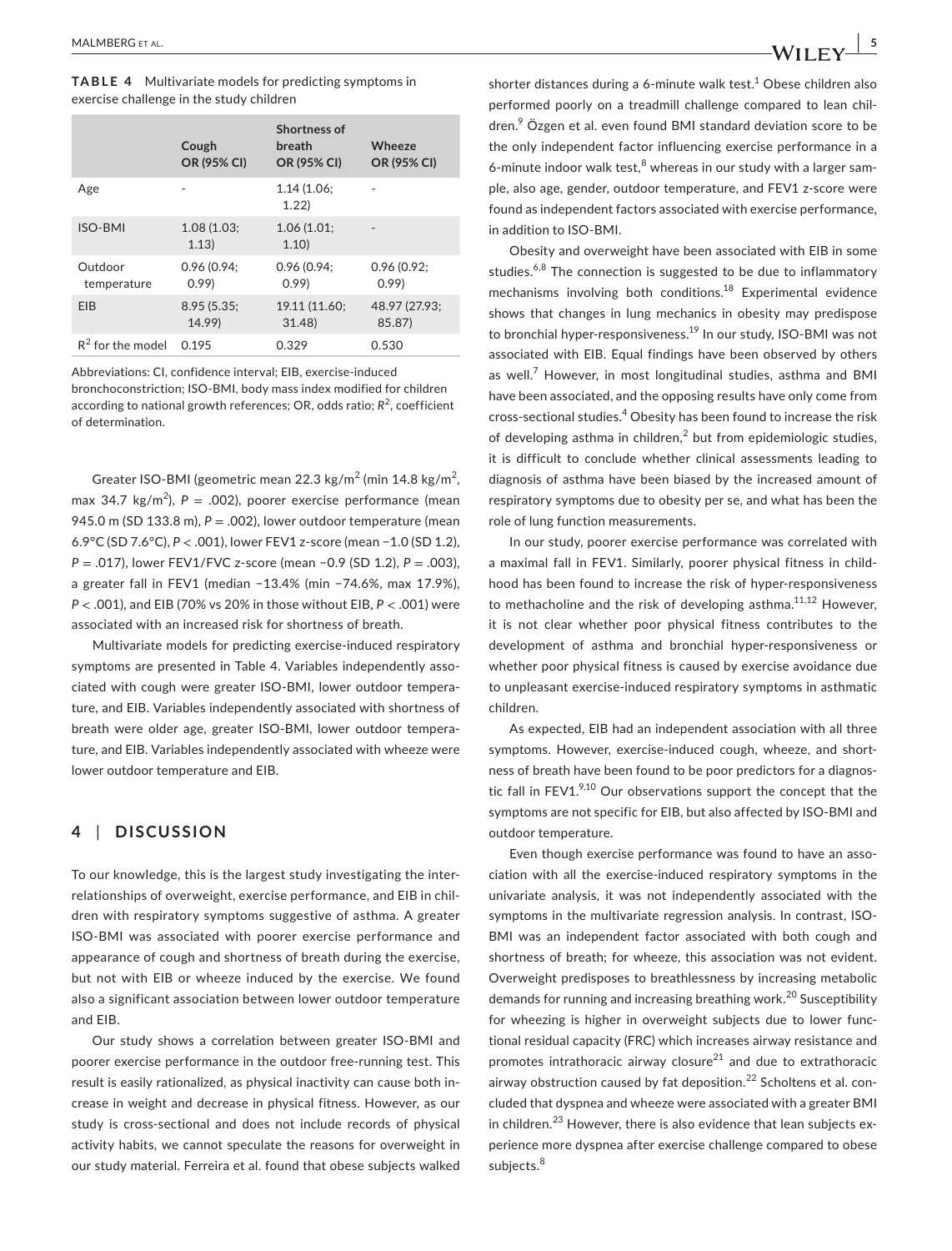**TABLE 4** Multivariate models for predicting symptoms in exercise challenge in the study children

| | Cough OR (95% CI) | Shortness of breath OR (95% CI) | Wheeze OR (95% CI) |
|---|---|---|---|
| Age | - | 1.14 (1.06; 1.22) | - |
| ISO-BMI | 1.08 (1.03; 1.13) | 1.06 (1.01; 1.10) | - |
| Outdoor temperature | 0.96 (0.94; 0.99) | 0.96 (0.94; 0.99) | 0.96 (0.92; 0.99) |
| EIB | 8.95 (5.35; 14.99) | 19.11 (11.60; 31.48) | 48.97 (27.93; 85.87) |
| $R^2$ for the model | 0.195 | 0.329 | 0.530 |

Abbreviations: CI, confidence interval; EIB, exercise-induced bronchoconstriction; ISO-BMI, body mass index modified for children according to national growth references; OR, odds ratio; $R^2$, coefficient of determination.

Greater ISO-BMI (geometric mean 22.3 kg/m$^2$ (min 14.8 kg/m$^2$, max 34.7 kg/m$^2$), $P = .002$), poorer exercise performance (mean 945.0 m (SD 133.8 m), $P = .002$), lower outdoor temperature (mean 6.9°C (SD 7.6°C), $P < .001$), lower FEV1 z-score (mean −1.0 (SD 1.2), $P = .017$), lower FEV1/FVC z-score (mean −0.9 (SD 1.2), $P = .003$), a greater fall in FEV1 (median −13.4% (min −74.6%, max 17.9%), $P < .001$), and EIB (70% vs 20% in those without EIB, $P < .001$) were associated with an increased risk for shortness of breath.

Multivariate models for predicting exercise-induced respiratory symptoms are presented in Table 4. Variables independently associated with cough were greater ISO-BMI, lower outdoor temperature, and EIB. Variables independently associated with shortness of breath were older age, greater ISO-BMI, lower outdoor temperature, and EIB. Variables independently associated with wheeze were lower outdoor temperature and EIB.

## 4 | DISCUSSION

To our knowledge, this is the largest study investigating the interrelationships of overweight, exercise performance, and EIB in children with respiratory symptoms suggestive of asthma. A greater ISO-BMI was associated with poorer exercise performance and appearance of cough and shortness of breath during the exercise, but not with EIB or wheeze induced by the exercise. We found also a significant association between lower outdoor temperature and EIB.

Our study shows a correlation between greater ISO-BMI and poorer exercise performance in the outdoor free-running test. This result is easily rationalized, as physical inactivity can cause both increase in weight and decrease in physical fitness. However, as our study is cross-sectional and does not include records of physical activity habits, we cannot speculate the reasons for overweight in our study material. Ferreira et al. found that obese subjects walked shorter distances during a 6-minute walk test.[1] Obese children also performed poorly on a treadmill challenge compared to lean children.[9] Özgen et al. even found BMI standard deviation score to be the only independent factor influencing exercise performance in a 6-minute indoor walk test,[8] whereas in our study with a larger sample, also age, gender, outdoor temperature, and FEV1 z-score were found as independent factors associated with exercise performance, in addition to ISO-BMI.

Obesity and overweight have been associated with EIB in some studies.[6,8] The connection is suggested to be due to inflammatory mechanisms involving both conditions.[18] Experimental evidence shows that changes in lung mechanics in obesity may predispose to bronchial hyper-responsiveness.[19] In our study, ISO-BMI was not associated with EIB. Equal findings have been observed by others as well.[7] However, in most longitudinal studies, asthma and BMI have been associated, and the opposing results have only come from cross-sectional studies.[4] Obesity has been found to increase the risk of developing asthma in children,[2] but from epidemiologic studies, it is difficult to conclude whether clinical assessments leading to diagnosis of asthma have been biased by the increased amount of respiratory symptoms due to obesity per se, and what has been the role of lung function measurements.

In our study, poorer exercise performance was correlated with a maximal fall in FEV1. Similarly, poorer physical fitness in childhood has been found to increase the risk of hyper-responsiveness to methacholine and the risk of developing asthma.[11,12] However, it is not clear whether poor physical fitness contributes to the development of asthma and bronchial hyper-responsiveness or whether poor physical fitness is caused by exercise avoidance due to unpleasant exercise-induced respiratory symptoms in asthmatic children.

As expected, EIB had an independent association with all three symptoms. However, exercise-induced cough, wheeze, and shortness of breath have been found to be poor predictors for a diagnostic fall in FEV1.[9,10] Our observations support the concept that the symptoms are not specific for EIB, but also affected by ISO-BMI and outdoor temperature.

Even though exercise performance was found to have an association with all the exercise-induced respiratory symptoms in the univariate analysis, it was not independently associated with the symptoms in the multivariate regression analysis. In contrast, ISO-BMI was an independent factor associated with both cough and shortness of breath; for wheeze, this association was not evident. Overweight predisposes to breathlessness by increasing metabolic demands for running and increasing breathing work.[20] Susceptibility for wheezing is higher in overweight subjects due to lower functional residual capacity (FRC) which increases airway resistance and promotes intrathoracic airway closure[21] and due to extrathoracic airway obstruction caused by fat deposition.[22] Scholtens et al. concluded that dyspnea and wheeze were associated with a greater BMI in children.[23] However, there is also evidence that lean subjects experience more dyspnea after exercise challenge compared to obese subjects.[8]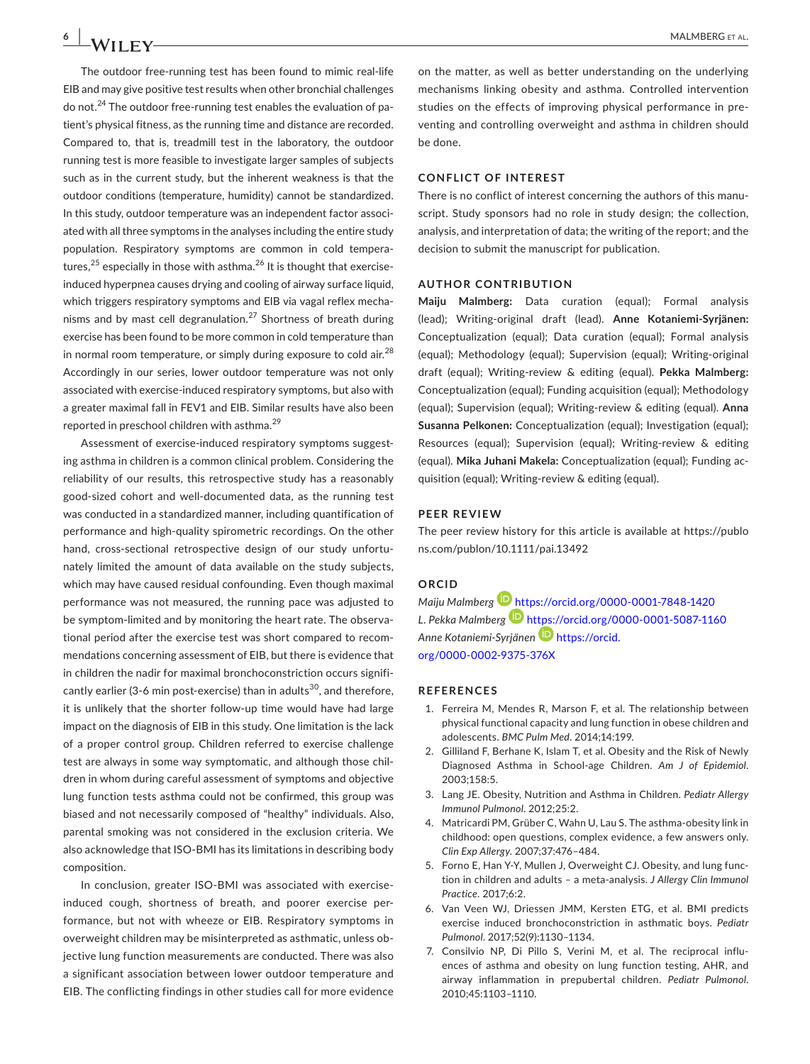The outdoor free-running test has been found to mimic real-life EIB and may give positive test results when other bronchial challenges do not.[24] The outdoor free-running test enables the evaluation of patient's physical fitness, as the running time and distance are recorded. Compared to, that is, treadmill test in the laboratory, the outdoor running test is more feasible to investigate larger samples of subjects such as in the current study, but the inherent weakness is that the outdoor conditions (temperature, humidity) cannot be standardized. In this study, outdoor temperature was an independent factor associated with all three symptoms in the analyses including the entire study population. Respiratory symptoms are common in cold temperatures,[25] especially in those with asthma.[26] It is thought that exercise-induced hyperpnea causes drying and cooling of airway surface liquid, which triggers respiratory symptoms and EIB via vagal reflex mechanisms and by mast cell degranulation.[27] Shortness of breath during exercise has been found to be more common in cold temperature than in normal room temperature, or simply during exposure to cold air.[28] Accordingly in our series, lower outdoor temperature was not only associated with exercise-induced respiratory symptoms, but also with a greater maximal fall in FEV1 and EIB. Similar results have also been reported in preschool children with asthma.[29]

Assessment of exercise-induced respiratory symptoms suggesting asthma in children is a common clinical problem. Considering the reliability of our results, this retrospective study has a reasonably good-sized cohort and well-documented data, as the running test was conducted in a standardized manner, including quantification of performance and high-quality spirometric recordings. On the other hand, cross-sectional retrospective design of our study unfortunately limited the amount of data available on the study subjects, which may have caused residual confounding. Even though maximal performance was not measured, the running pace was adjusted to be symptom-limited and by monitoring the heart rate. The observational period after the exercise test was short compared to recommendations concerning assessment of EIB, but there is evidence that in children the nadir for maximal bronchoconstriction occurs significantly earlier (3-6 min post-exercise) than in adults[30], and therefore, it is unlikely that the shorter follow-up time would have had large impact on the diagnosis of EIB in this study. One limitation is the lack of a proper control group. Children referred to exercise challenge test are always in some way symptomatic, and although those children in whom during careful assessment of symptoms and objective lung function tests asthma could not be confirmed, this group was biased and not necessarily composed of "healthy" individuals. Also, parental smoking was not considered in the exclusion criteria. We also acknowledge that ISO-BMI has its limitations in describing body composition.

In conclusion, greater ISO-BMI was associated with exercise-induced cough, shortness of breath, and poorer exercise performance, but not with wheeze or EIB. Respiratory symptoms in overweight children may be misinterpreted as asthmatic, unless objective lung function measurements are conducted. There was also a significant association between lower outdoor temperature and EIB. The conflicting findings in other studies call for more evidence on the matter, as well as better understanding on the underlying mechanisms linking obesity and asthma. Controlled intervention studies on the effects of improving physical performance in preventing and controlling overweight and asthma in children should be done.

## CONFLICT OF INTEREST

There is no conflict of interest concerning the authors of this manuscript. Study sponsors had no role in study design; the collection, analysis, and interpretation of data; the writing of the report; and the decision to submit the manuscript for publication.

## AUTHOR CONTRIBUTION

**Maiju Malmberg:** Data curation (equal); Formal analysis (lead); Writing-original draft (lead). **Anne Kotaniemi-Syrjänen:** Conceptualization (equal); Data curation (equal); Formal analysis (equal); Methodology (equal); Supervision (equal); Writing-original draft (equal); Writing-review & editing (equal). **Pekka Malmberg:** Conceptualization (equal); Funding acquisition (equal); Methodology (equal); Supervision (equal); Writing-review & editing (equal). **Anna Susanna Pelkonen:** Conceptualization (equal); Investigation (equal); Resources (equal); Supervision (equal); Writing-review & editing (equal). **Mika Juhani Makela:** Conceptualization (equal); Funding acquisition (equal); Writing-review & editing (equal).

## PEER REVIEW

The peer review history for this article is available at https://publons.com/publon/10.1111/pai.13492

## ORCID

*Maiju Malmberg* https://orcid.org/0000-0001-7848-1420
*L. Pekka Malmberg* https://orcid.org/0000-0001-5087-1160
*Anne Kotaniemi-Syrjänen* https://orcid.org/0000-0002-9375-376X

## REFERENCES

1. Ferreira M, Mendes R, Marson F, et al. The relationship between physical functional capacity and lung function in obese children and adolescents. *BMC Pulm Med*. 2014;14:199.
2. Gilliland F, Berhane K, Islam T, et al. Obesity and the Risk of Newly Diagnosed Asthma in School-age Children. *Am J of Epidemiol*. 2003;158:5.
3. Lang JE. Obesity, Nutrition and Asthma in Children. *Pediatr Allergy Immunol Pulmonol*. 2012;25:2.
4. Matricardi PM, Grüber C, Wahn U, Lau S. The asthma-obesity link in childhood: open questions, complex evidence, a few answers only. *Clin Exp Allergy*. 2007;37:476–484.
5. Forno E, Han Y-Y, Mullen J, Overweight CJ. Obesity, and lung function in children and adults – a meta-analysis. *J Allergy Clin Immunol Practice*. 2017;6:2.
6. Van Veen WJ, Driessen JMM, Kersten ETG, et al. BMI predicts exercise induced bronchoconstriction in asthmatic boys. *Pediatr Pulmonol*. 2017;52(9):1130–1134.
7. Consilvio NP, Di Pillo S, Verini M, et al. The reciprocal influences of asthma and obesity on lung function testing, AHR, and airway inflammation in prepubertal children. *Pediatr Pulmonol*. 2010;45:1103–1110.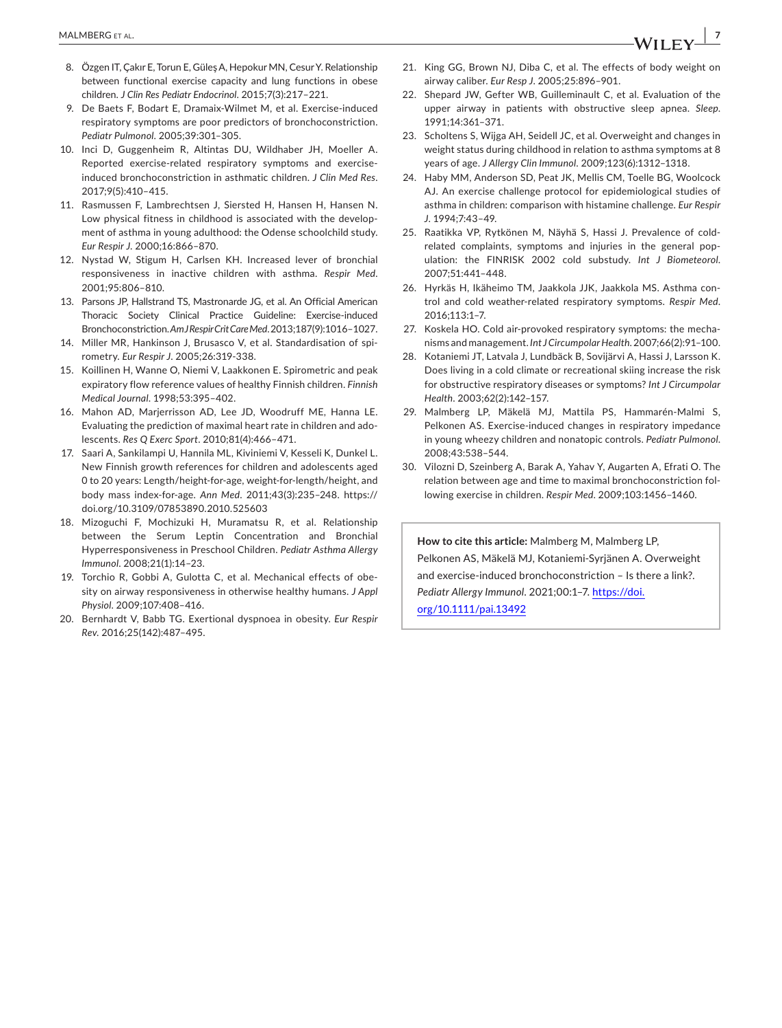8. Özgen IT, Çakır E, Torun E, Güleş A, Hepokur MN, Cesur Y. Relationship between functional exercise capacity and lung functions in obese children. *J Clin Res Pediatr Endocrinol*. 2015;7(3):217–221.
9. De Baets F, Bodart E, Dramaix-Wilmet M, et al. Exercise-induced respiratory symptoms are poor predictors of bronchoconstriction. *Pediatr Pulmonol*. 2005;39:301–305.
10. Inci D, Guggenheim R, Altintas DU, Wildhaber JH, Moeller A. Reported exercise-related respiratory symptoms and exercise-induced bronchoconstriction in asthmatic children. *J Clin Med Res*. 2017;9(5):410–415.
11. Rasmussen F, Lambrechtsen J, Siersted H, Hansen H, Hansen N. Low physical fitness in childhood is associated with the development of asthma in young adulthood: the Odense schoolchild study. *Eur Respir J*. 2000;16:866–870.
12. Nystad W, Stigum H, Carlsen KH. Increased lever of bronchial responsiveness in inactive children with asthma. *Respir Med*. 2001;95:806–810.
13. Parsons JP, Hallstrand TS, Mastronarde JG, et al. An Official American Thoracic Society Clinical Practice Guideline: Exercise-induced Bronchoconstriction. *Am J Respir Crit Care Med*. 2013;187(9):1016–1027.
14. Miller MR, Hankinson J, Brusasco V, et al. Standardisation of spirometry. *Eur Respir J*. 2005;26:319-338.
15. Koillinen H, Wanne O, Niemi V, Laakkonen E. Spirometric and peak expiratory flow reference values of healthy Finnish children. *Finnish Medical Journal*. 1998;53:395–402.
16. Mahon AD, Marjerrisson AD, Lee JD, Woodruff ME, Hanna LE. Evaluating the prediction of maximal heart rate in children and adolescents. *Res Q Exerc Sport*. 2010;81(4):466–471.
17. Saari A, Sankilampi U, Hannila ML, Kiviniemi V, Kesseli K, Dunkel L. New Finnish growth references for children and adolescents aged 0 to 20 years: Length/height-for-age, weight-for-length/height, and body mass index-for-age. *Ann Med*. 2011;43(3):235–248. https://doi.org/10.3109/07853890.2010.525603
18. Mizoguchi F, Mochizuki H, Muramatsu R, et al. Relationship between the Serum Leptin Concentration and Bronchial Hyperresponsiveness in Preschool Children. *Pediatr Asthma Allergy Immunol*. 2008;21(1):14–23.
19. Torchio R, Gobbi A, Gulotta C, et al. Mechanical effects of obesity on airway responsiveness in otherwise healthy humans. *J Appl Physiol*. 2009;107:408–416.
20. Bernhardt V, Babb TG. Exertional dyspnoea in obesity. *Eur Respir Rev*. 2016;25(142):487–495.
21. King GG, Brown NJ, Diba C, et al. The effects of body weight on airway caliber. *Eur Resp J*. 2005;25:896–901.
22. Shepard JW, Gefter WB, Guilleminault C, et al. Evaluation of the upper airway in patients with obstructive sleep apnea. *Sleep*. 1991;14:361–371.
23. Scholtens S, Wijga AH, Seidell JC, et al. Overweight and changes in weight status during childhood in relation to asthma symptoms at 8 years of age. *J Allergy Clin Immunol*. 2009;123(6):1312–1318.
24. Haby MM, Anderson SD, Peat JK, Mellis CM, Toelle BG, Woolcock AJ. An exercise challenge protocol for epidemiological studies of asthma in children: comparison with histamine challenge. *Eur Respir J*. 1994;7:43–49.
25. Raatikka VP, Rytkönen M, Näyhä S, Hassi J. Prevalence of cold-related complaints, symptoms and injuries in the general population: the FINRISK 2002 cold substudy. *Int J Biometeorol*. 2007;51:441–448.
26. Hyrkäs H, Ikäheimo TM, Jaakkola JJK, Jaakkola MS. Asthma control and cold weather-related respiratory symptoms. *Respir Med*. 2016;113:1–7.
27. Koskela HO. Cold air-provoked respiratory symptoms: the mechanisms and management. *Int J Circumpolar Health*. 2007;66(2):91–100.
28. Kotaniemi JT, Latvala J, Lundbäck B, Sovijärvi A, Hassi J, Larsson K. Does living in a cold climate or recreational skiing increase the risk for obstructive respiratory diseases or symptoms? *Int J Circumpolar Health*. 2003;62(2):142–157.
29. Malmberg LP, Mäkelä MJ, Mattila PS, Hammarén-Malmi S, Pelkonen AS. Exercise-induced changes in respiratory impedance in young wheezy children and nonatopic controls. *Pediatr Pulmonol*. 2008;43:538–544.
30. Vilozni D, Szeinberg A, Barak A, Yahav Y, Augarten A, Efrati O. The relation between age and time to maximal bronchoconstriction following exercise in children. *Respir Med*. 2009;103:1456–1460.

**How to cite this article:** Malmberg M, Malmberg LP, Pelkonen AS, Mäkelä MJ, Kotaniemi-Syrjänen A. Overweight and exercise-induced bronchoconstriction – Is there a link?. *Pediatr Allergy Immunol*. 2021;00:1–7. https://doi.org/10.1111/pai.13492